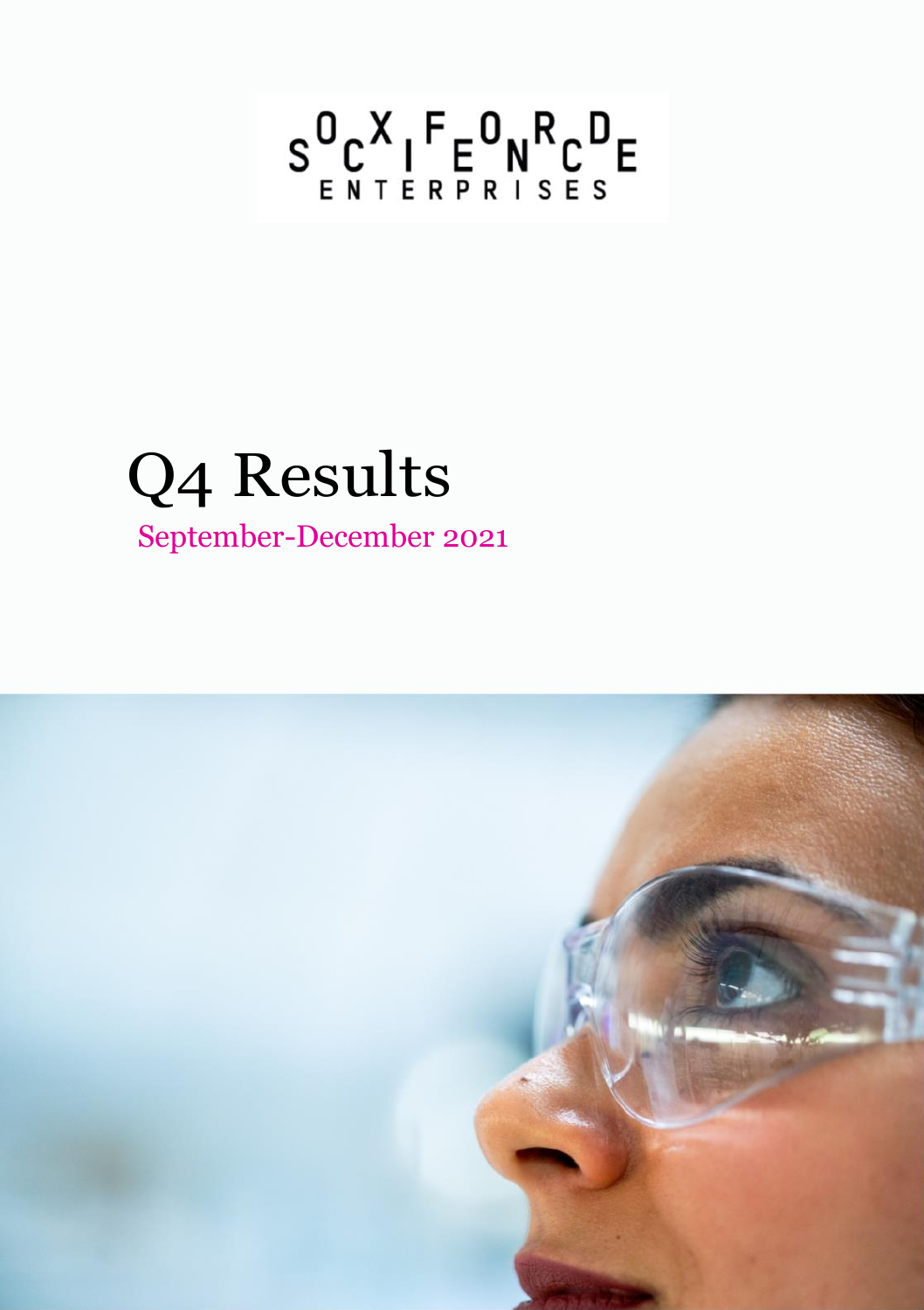OXFORD SCIENCE ENTERPRISES

# Q4 Results

September-December 2021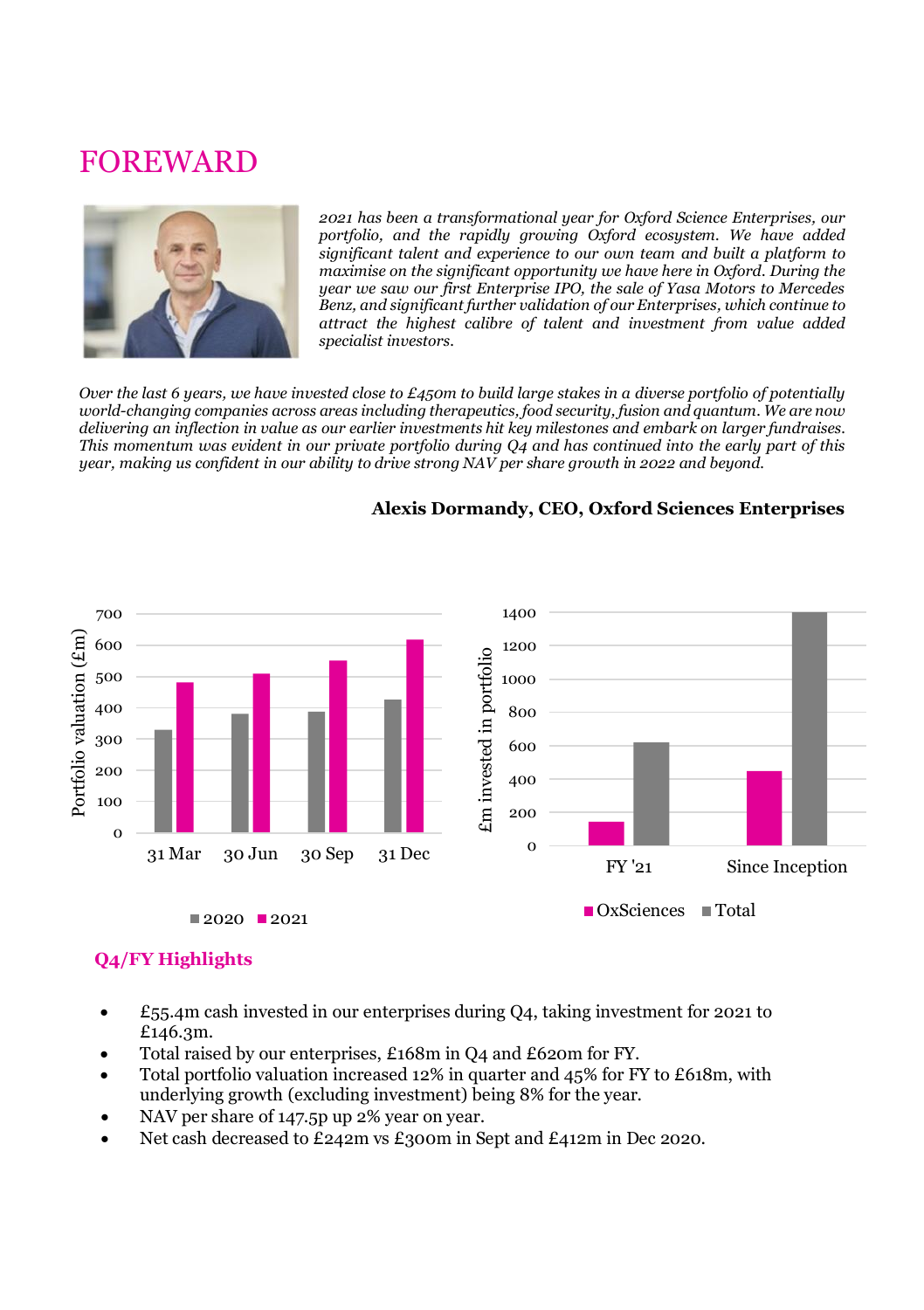# FOREWARD

*2021 has been a transformational year for Oxford Science Enterprises, our portfolio, and the rapidly growing Oxford ecosystem. We have added significant talent and experience to our own team and built a platform to maximise on the significant opportunity we have here in Oxford. During the year we saw our first Enterprise IPO, the sale of Yasa Motors to Mercedes Benz, and significant further validation of our Enterprises, which continue to attract the highest calibre of talent and investment from value added specialist investors.*

*Over the last 6 years, we have invested close to £450m to build large stakes in a diverse portfolio of potentially world-changing companies across areas including therapeutics, food security, fusion and quantum. We are now delivering an inflection in value as our earlier investments hit key milestones and embark on larger fundraises. This momentum was evident in our private portfolio during Q4 and has continued into the early part of this year, making us confident in our ability to drive strong NAV per share growth in 2022 and beyond.*

**Alexis Dormandy, CEO, Oxford Sciences Enterprises**

## Q4/FY Highlights

- £55.4m cash invested in our enterprises during Q4, taking investment for 2021 to £146.3m.
- Total raised by our enterprises, £168m in Q4 and £620m for FY.
- Total portfolio valuation increased 12% in quarter and 45% for FY to £618m, with underlying growth (excluding investment) being 8% for the year.
- NAV per share of 147.5p up 2% year on year.
- Net cash decreased to £242m vs £300m in Sept and £412m in Dec 2020.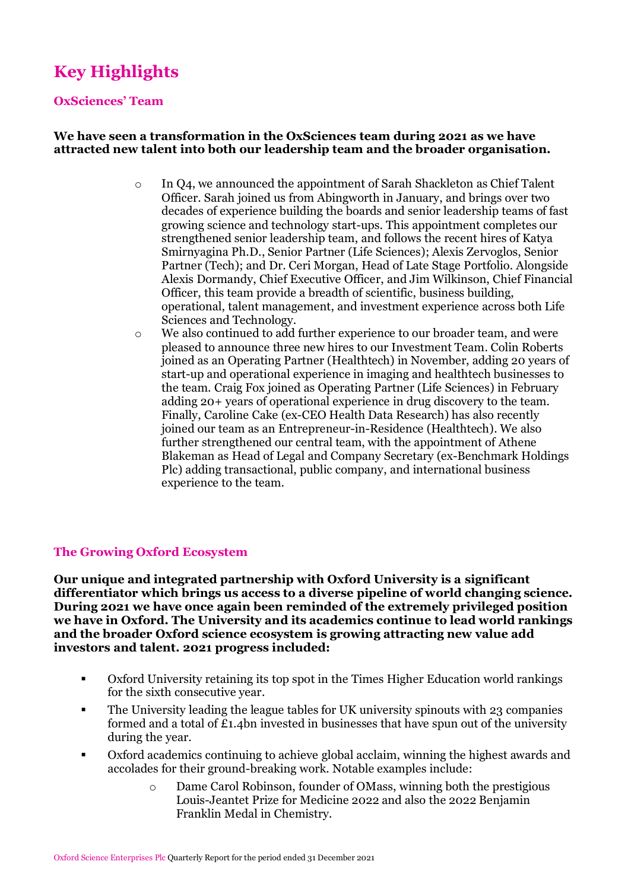# Key Highlights

## OxSciences' Team

**We have seen a transformation in the OxSciences team during 2021 as we have attracted new talent into both our leadership team and the broader organisation.**

- In Q4, we announced the appointment of Sarah Shackleton as Chief Talent Officer. Sarah joined us from Abingworth in January, and brings over two decades of experience building the boards and senior leadership teams of fast growing science and technology start-ups. This appointment completes our strengthened senior leadership team, and follows the recent hires of Katya Smirnyagina Ph.D., Senior Partner (Life Sciences); Alexis Zervoglos, Senior Partner (Tech); and Dr. Ceri Morgan, Head of Late Stage Portfolio. Alongside Alexis Dormandy, Chief Executive Officer, and Jim Wilkinson, Chief Financial Officer, this team provide a breadth of scientific, business building, operational, talent management, and investment experience across both Life Sciences and Technology.
- We also continued to add further experience to our broader team, and were pleased to announce three new hires to our Investment Team. Colin Roberts joined as an Operating Partner (Healthtech) in November, adding 20 years of start-up and operational experience in imaging and healthtech businesses to the team. Craig Fox joined as Operating Partner (Life Sciences) in February adding 20+ years of operational experience in drug discovery to the team. Finally, Caroline Cake (ex-CEO Health Data Research) has also recently joined our team as an Entrepreneur-in-Residence (Healthtech). We also further strengthened our central team, with the appointment of Athene Blakeman as Head of Legal and Company Secretary (ex-Benchmark Holdings Plc) adding transactional, public company, and international business experience to the team.

## The Growing Oxford Ecosystem

**Our unique and integrated partnership with Oxford University is a significant differentiator which brings us access to a diverse pipeline of world changing science. During 2021 we have once again been reminded of the extremely privileged position we have in Oxford. The University and its academics continue to lead world rankings and the broader Oxford science ecosystem is growing attracting new value add investors and talent. 2021 progress included:**

- Oxford University retaining its top spot in the Times Higher Education world rankings for the sixth consecutive year.
- The University leading the league tables for UK university spinouts with 23 companies formed and a total of £1.4bn invested in businesses that have spun out of the university during the year.
- Oxford academics continuing to achieve global acclaim, winning the highest awards and accolades for their ground-breaking work. Notable examples include:
  - Dame Carol Robinson, founder of OMass, winning both the prestigious Louis-Jeantet Prize for Medicine 2022 and also the 2022 Benjamin Franklin Medal in Chemistry.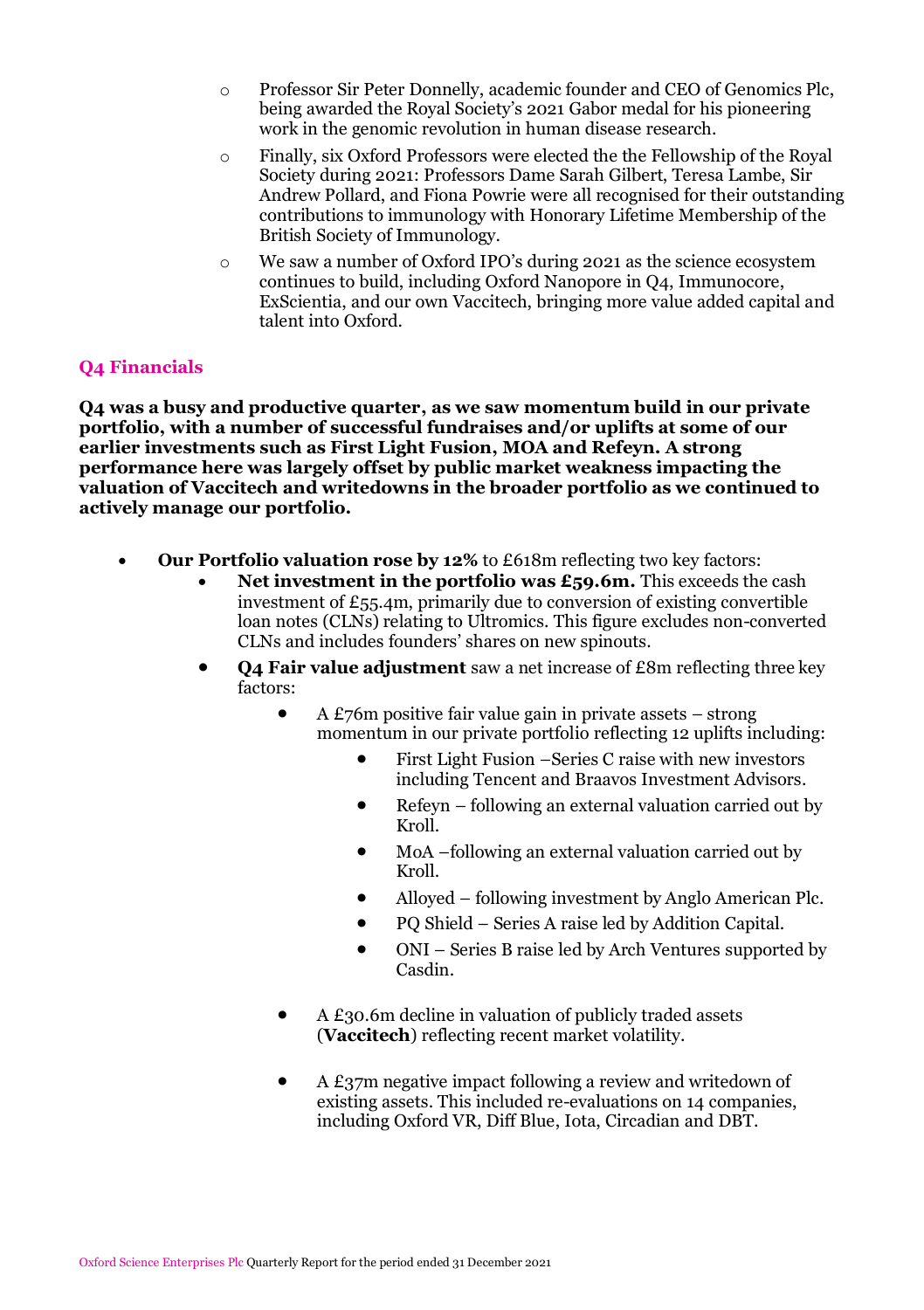- Professor Sir Peter Donnelly, academic founder and CEO of Genomics Plc, being awarded the Royal Society's 2021 Gabor medal for his pioneering work in the genomic revolution in human disease research.
- Finally, six Oxford Professors were elected the the Fellowship of the Royal Society during 2021: Professors Dame Sarah Gilbert, Teresa Lambe, Sir Andrew Pollard, and Fiona Powrie were all recognised for their outstanding contributions to immunology with Honorary Lifetime Membership of the British Society of Immunology.
- We saw a number of Oxford IPO's during 2021 as the science ecosystem continues to build, including Oxford Nanopore in Q4, Immunocore, ExScientia, and our own Vaccitech, bringing more value added capital and talent into Oxford.

## Q4 Financials

**Q4 was a busy and productive quarter, as we saw momentum build in our private portfolio, with a number of successful fundraises and/or uplifts at some of our earlier investments such as First Light Fusion, MOA and Refeyn. A strong performance here was largely offset by public market weakness impacting the valuation of Vaccitech and writedowns in the broader portfolio as we continued to actively manage our portfolio.**

- **Our Portfolio valuation rose by 12%** to £618m reflecting two key factors:
    - **Net investment in the portfolio was £59.6m.** This exceeds the cash investment of £55.4m, primarily due to conversion of existing convertible loan notes (CLNs) relating to Ultromics. This figure excludes non-converted CLNs and includes founders' shares on new spinouts.
    - **Q4 Fair value adjustment** saw a net increase of £8m reflecting three key factors:
        - A £76m positive fair value gain in private assets – strong momentum in our private portfolio reflecting 12 uplifts including:
            - First Light Fusion –Series C raise with new investors including Tencent and Braavos Investment Advisors.
            - Refeyn – following an external valuation carried out by Kroll.
            - MoA –following an external valuation carried out by Kroll.
            - Alloyed – following investment by Anglo American Plc.
            - PQ Shield – Series A raise led by Addition Capital.
            - ONI – Series B raise led by Arch Ventures supported by Casdin.
        - A £30.6m decline in valuation of publicly traded assets (**Vaccitech**) reflecting recent market volatility.
        - A £37m negative impact following a review and writedown of existing assets. This included re-evaluations on 14 companies, including Oxford VR, Diff Blue, Iota, Circadian and DBT.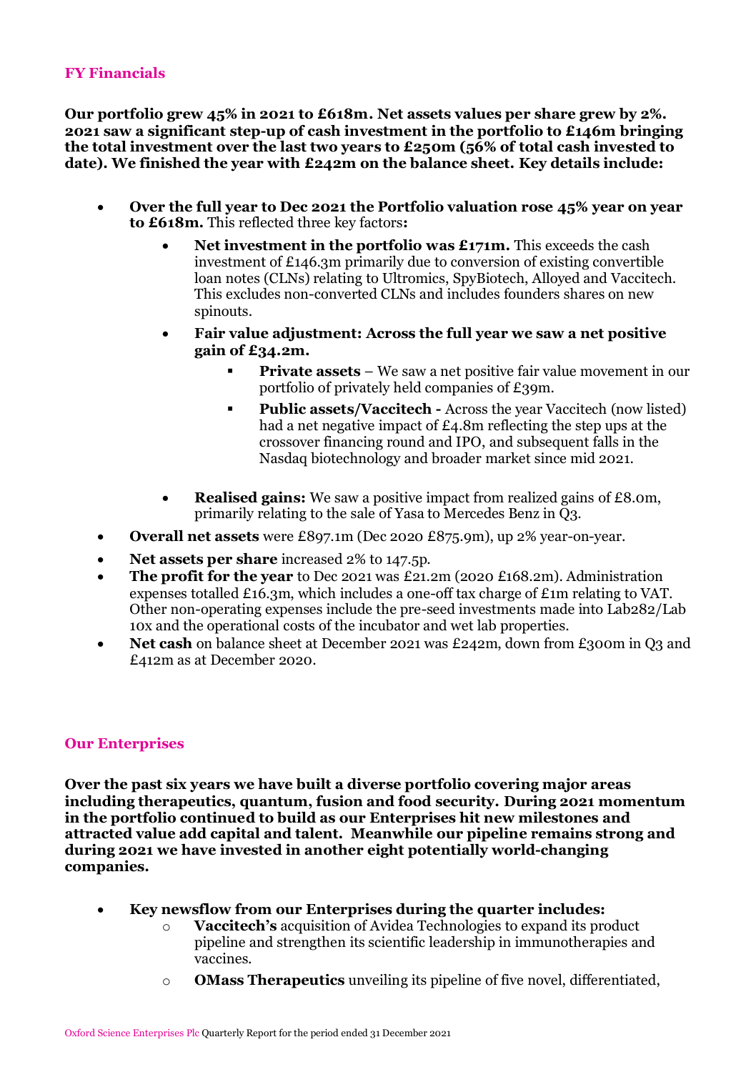## FY Financials

**Our portfolio grew 45% in 2021 to £618m. Net assets values per share grew by 2%. 2021 saw a significant step-up of cash investment in the portfolio to £146m bringing the total investment over the last two years to £250m (56% of total cash invested to date). We finished the year with £242m on the balance sheet. Key details include:**

- **Over the full year to Dec 2021 the Portfolio valuation rose 45% year on year to £618m.** This reflected three key factors**:**
    - **Net investment in the portfolio was £171m.** This exceeds the cash investment of £146.3m primarily due to conversion of existing convertible loan notes (CLNs) relating to Ultromics, SpyBiotech, Alloyed and Vaccitech. This excludes non-converted CLNs and includes founders shares on new spinouts.
    - **Fair value adjustment: Across the full year we saw a net positive gain of £34.2m.**
        - **Private assets** – We saw a net positive fair value movement in our portfolio of privately held companies of £39m.
        - **Public assets/Vaccitech -** Across the year Vaccitech (now listed) had a net negative impact of £4.8m reflecting the step ups at the crossover financing round and IPO, and subsequent falls in the Nasdaq biotechnology and broader market since mid 2021.
    - **Realised gains:** We saw a positive impact from realized gains of £8.0m, primarily relating to the sale of Yasa to Mercedes Benz in Q3.
- **Overall net assets** were £897.1m (Dec 2020 £875.9m), up 2% year-on-year.
- **Net assets per share** increased 2% to 147.5p.
- **The profit for the year** to Dec 2021 was £21.2m (2020 £168.2m). Administration expenses totalled £16.3m, which includes a one-off tax charge of £1m relating to VAT. Other non-operating expenses include the pre-seed investments made into Lab282/Lab 10x and the operational costs of the incubator and wet lab properties.
- **Net cash** on balance sheet at December 2021 was £242m, down from £300m in Q3 and £412m as at December 2020.

## Our Enterprises

**Over the past six years we have built a diverse portfolio covering major areas including therapeutics, quantum, fusion and food security. During 2021 momentum in the portfolio continued to build as our Enterprises hit new milestones and attracted value add capital and talent. Meanwhile our pipeline remains strong and during 2021 we have invested in another eight potentially world-changing companies.**

- **Key newsflow from our Enterprises during the quarter includes:**
    - **Vaccitech's** acquisition of Avidea Technologies to expand its product pipeline and strengthen its scientific leadership in immunotherapies and vaccines.
    - **OMass Therapeutics** unveiling its pipeline of five novel, differentiated,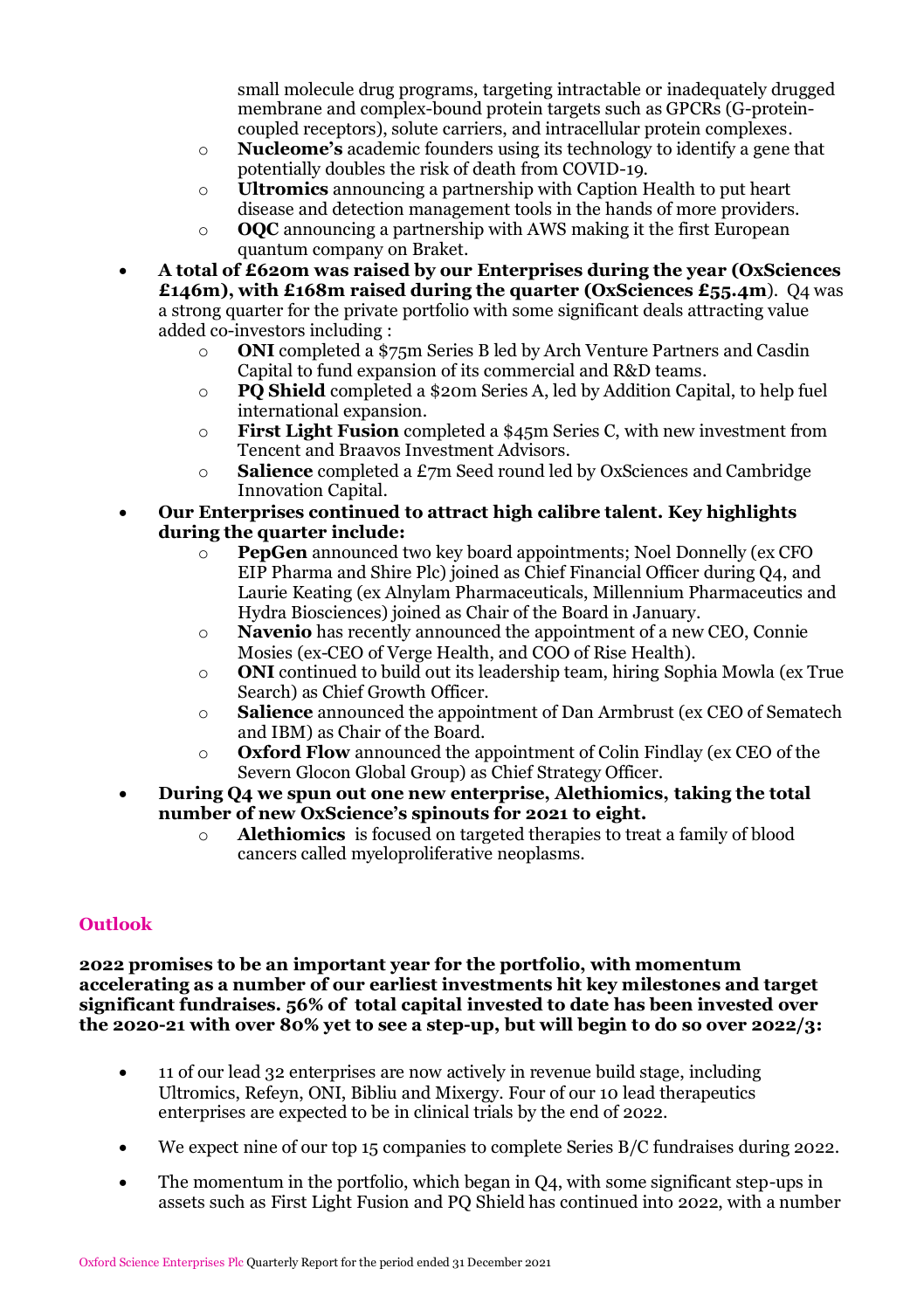small molecule drug programs, targeting intractable or inadequately drugged membrane and complex-bound protein targets such as GPCRs (G-protein-coupled receptors), solute carriers, and intracellular protein complexes.
    - **Nucleome's** academic founders using its technology to identify a gene that potentially doubles the risk of death from COVID-19.
    - **Ultromics** announcing a partnership with Caption Health to put heart disease and detection management tools in the hands of more providers.
    - **OQC** announcing a partnership with AWS making it the first European quantum company on Braket.
- **A total of £620m was raised by our Enterprises during the year (OxSciences £146m), with £168m raised during the quarter (OxSciences £55.4m**). Q4 was a strong quarter for the private portfolio with some significant deals attracting value added co-investors including :
    - **ONI** completed a $75m Series B led by Arch Venture Partners and Casdin Capital to fund expansion of its commercial and R&D teams.
    - **PQ Shield** completed a $20m Series A, led by Addition Capital, to help fuel international expansion.
    - **First Light Fusion** completed a $45m Series C, with new investment from Tencent and Braavos Investment Advisors.
    - **Salience** completed a £7m Seed round led by OxSciences and Cambridge Innovation Capital.
- **Our Enterprises continued to attract high calibre talent. Key highlights during the quarter include:**
    - **PepGen** announced two key board appointments; Noel Donnelly (ex CFO EIP Pharma and Shire Plc) joined as Chief Financial Officer during Q4, and Laurie Keating (ex Alnylam Pharmaceuticals, Millennium Pharmaceutics and Hydra Biosciences) joined as Chair of the Board in January.
    - **Navenio** has recently announced the appointment of a new CEO, Connie Mosies (ex-CEO of Verge Health, and COO of Rise Health).
    - **ONI** continued to build out its leadership team, hiring Sophia Mowla (ex True Search) as Chief Growth Officer.
    - **Salience** announced the appointment of Dan Armbrust (ex CEO of Sematech and IBM) as Chair of the Board.
    - **Oxford Flow** announced the appointment of Colin Findlay (ex CEO of the Severn Glocon Global Group) as Chief Strategy Officer.
- **During Q4 we spun out one new enterprise, Alethiomics, taking the total number of new OxScience's spinouts for 2021 to eight.**
    - **Alethiomics** is focused on targeted therapies to treat a family of blood cancers called myeloproliferative neoplasms.

## Outlook

**2022 promises to be an important year for the portfolio, with momentum accelerating as a number of our earliest investments hit key milestones and target significant fundraises. 56% of total capital invested to date has been invested over the 2020-21 with over 80% yet to see a step-up, but will begin to do so over 2022/3:**

- 11 of our lead 32 enterprises are now actively in revenue build stage, including Ultromics, Refeyn, ONI, Bibliu and Mixergy. Four of our 10 lead therapeutics enterprises are expected to be in clinical trials by the end of 2022.
- We expect nine of our top 15 companies to complete Series B/C fundraises during 2022.
- The momentum in the portfolio, which began in Q4, with some significant step-ups in assets such as First Light Fusion and PQ Shield has continued into 2022, with a number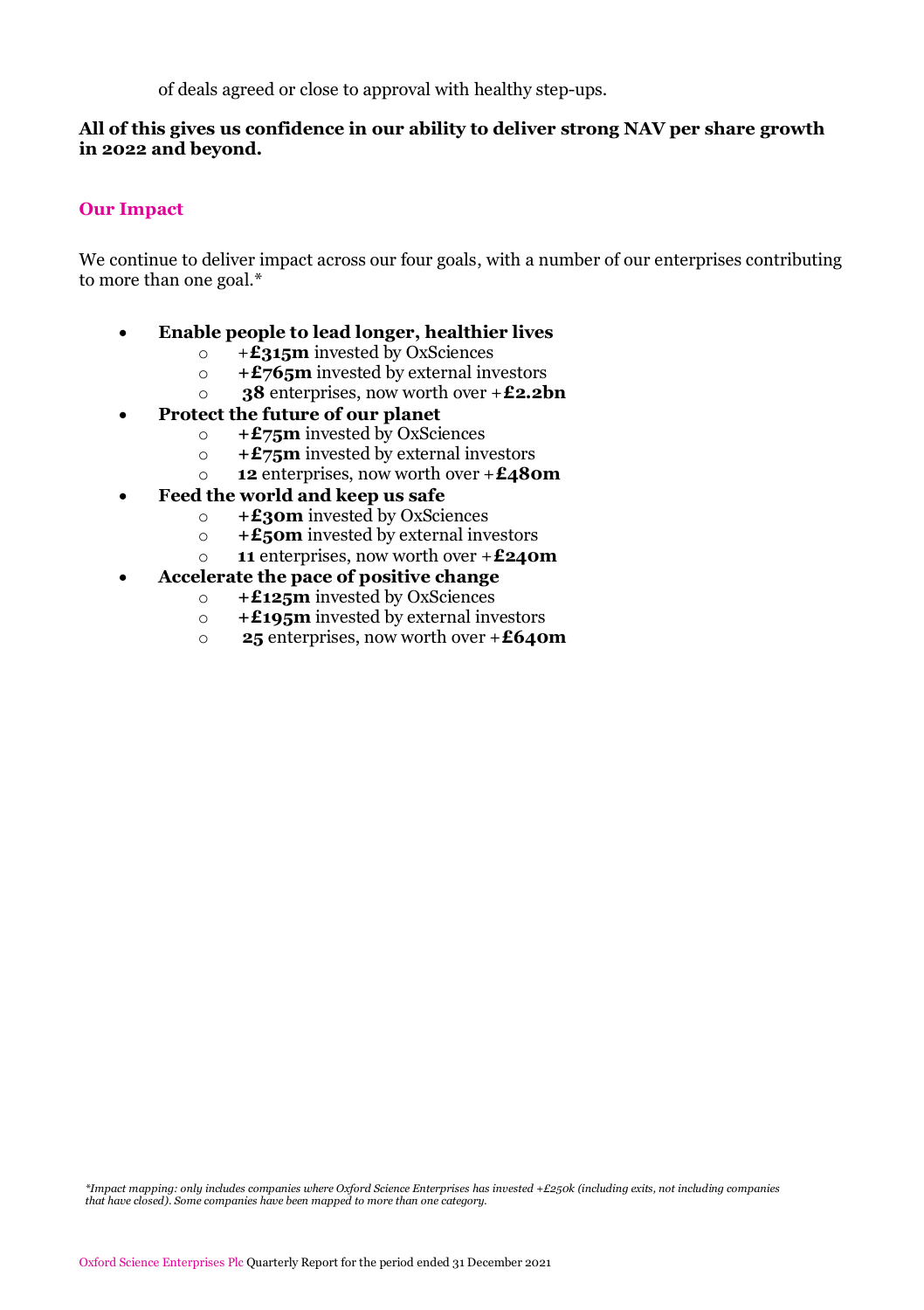of deals agreed or close to approval with healthy step-ups.

**All of this gives us confidence in our ability to deliver strong NAV per share growth in 2022 and beyond.**

## Our Impact

We continue to deliver impact across our four goals, with a number of our enterprises contributing to more than one goal.*

- **Enable people to lead longer, healthier lives**
  - +**£315m** invested by OxSciences
  - **+£765m** invested by external investors
  - **38** enterprises, now worth over +**£2.2bn**
- **Protect the future of our planet**
  - **+£75m** invested by OxSciences
  - **+£75m** invested by external investors
  - **12** enterprises, now worth over +**£480m**
- **Feed the world and keep us safe**
  - **+£30m** invested by OxSciences
  - **+£50m** invested by external investors
  - **11** enterprises, now worth over +**£240m**
- **Accelerate the pace of positive change**
  - **+£125m** invested by OxSciences
  - **+£195m** invested by external investors
  - **25** enterprises, now worth over +**£640m**

*\*Impact mapping: only includes companies where Oxford Science Enterprises has invested +£250k (including exits, not including companies that have closed). Some companies have been mapped to more than one category.*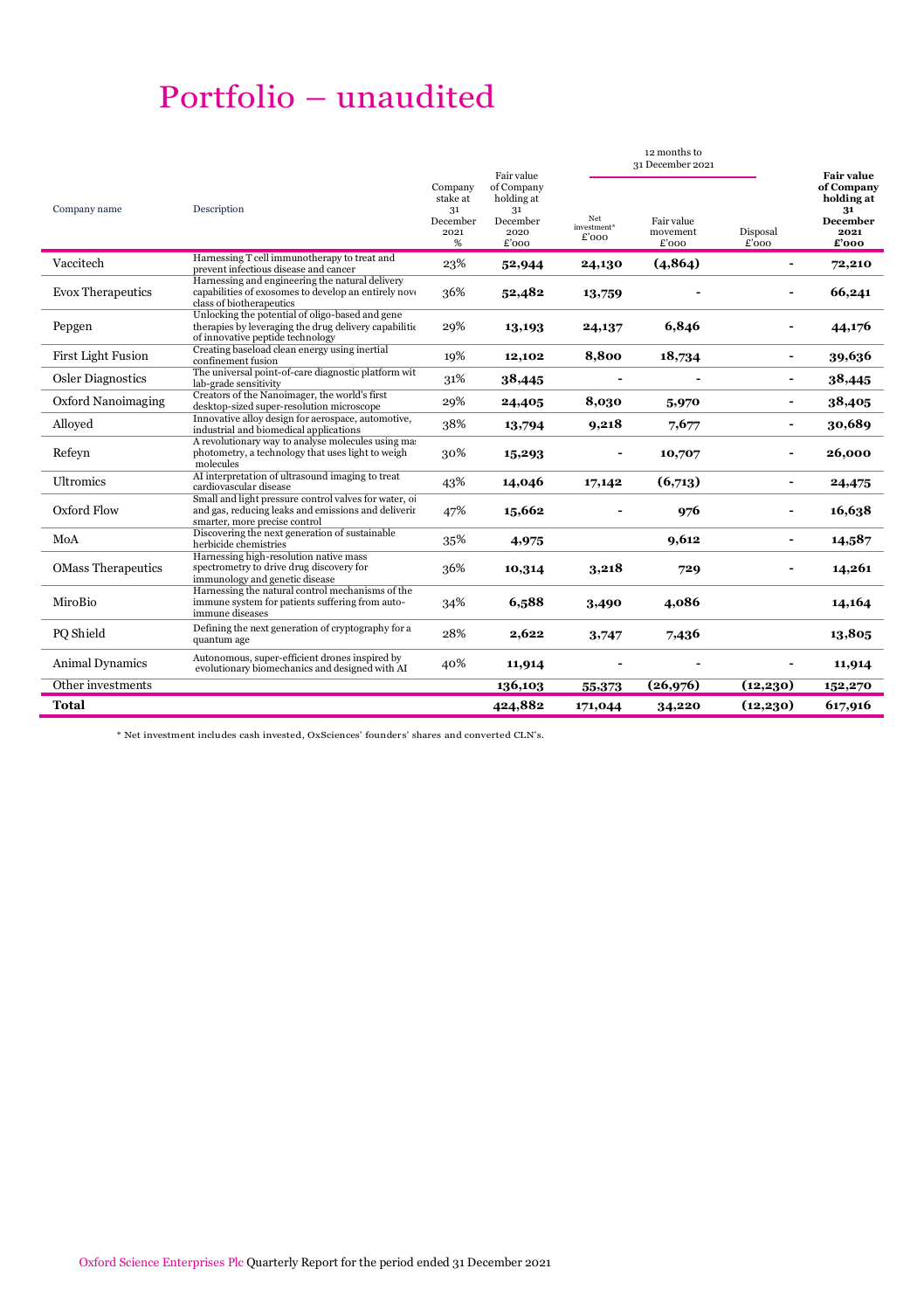# Portfolio – unaudited

| Company name | Description | Company stake at 31 December 2021 % | Fair value of Company holding at 31 December 2020 £'000 | 12 months to 31 December 2021 Net investment* £'000 | Fair value movement £'000 | Disposal £'000 | Fair value of Company holding at 31 December 2021 £'000 |
|---|---|---|---|---|---|---|---|
| Vaccitech | Harnessing T cell immunotherapy to treat and prevent infectious disease and cancer | 23% | **52,944** | **24,130** | **(4,864)** | - | **72,210** |
| Evox Therapeutics | Harnessing and engineering the natural delivery capabilities of exosomes to develop an entirely nove class of biotherapeutics | 36% | **52,482** | **13,759** | - | - | **66,241** |
| Pepgen | Unlocking the potential of oligo-based and gene therapies by leveraging the drug delivery capabilitie of innovative peptide technology | 29% | **13,193** | **24,137** | **6,846** | - | **44,176** |
| First Light Fusion | Creating baseload clean energy using inertial confinement fusion | 19% | **12,102** | **8,800** | **18,734** | - | **39,636** |
| Osler Diagnostics | The universal point-of-care diagnostic platform wit lab-grade sensitivity | 31% | **38,445** | - | - | - | **38,445** |
| Oxford Nanoimaging | Creators of the Nanoimager, the world's first desktop-sized super-resolution microscope | 29% | **24,405** | **8,030** | **5,970** | - | **38,405** |
| Alloyed | Innovative alloy design for aerospace, automotive, industrial and biomedical applications | 38% | **13,794** | **9,218** | **7,677** | - | **30,689** |
| Refeyn | A revolutionary way to analyse molecules using ma photometry, a technology that uses light to weigh molecules | 30% | **15,293** | - | **10,707** | - | **26,000** |
| Ultromics | AI interpretation of ultrasound imaging to treat cardiovascular disease | 43% | **14,046** | **17,142** | **(6,713)** | - | **24,475** |
| Oxford Flow | Small and light pressure control valves for water, oi and gas, reducing leaks and emissions and deliverin smarter, more precise control | 47% | **15,662** | - | **976** | - | **16,638** |
| MoA | Discovering the next generation of sustainable herbicide chemistries | 35% | **4,975** | | **9,612** | - | **14,587** |
| OMass Therapeutics | Harnessing high-resolution native mass spectrometry to drive drug discovery for immunology and genetic disease | 36% | **10,314** | **3,218** | **729** | - | **14,261** |
| MiroBio | Harnessing the natural control mechanisms of the immune system for patients suffering from auto-immune diseases | 34% | **6,588** | **3,490** | **4,086** | | **14,164** |
| PQ Shield | Defining the next generation of cryptography for a quantum age | 28% | **2,622** | **3,747** | **7,436** | | **13,805** |
| Animal Dynamics | Autonomous, super-efficient drones inspired by evolutionary biomechanics and designed with AI | 40% | **11,914** | - | - | - | **11,914** |
| Other investments | | | **136,103** | **55,373** | **(26,976)** | **(12,230)** | **152,270** |
| **Total** | | | **424,882** | **171,044** | **34,220** | **(12,230)** | **617,916** |

* Net investment includes cash invested, OxSciences' founders' shares and converted CLN's.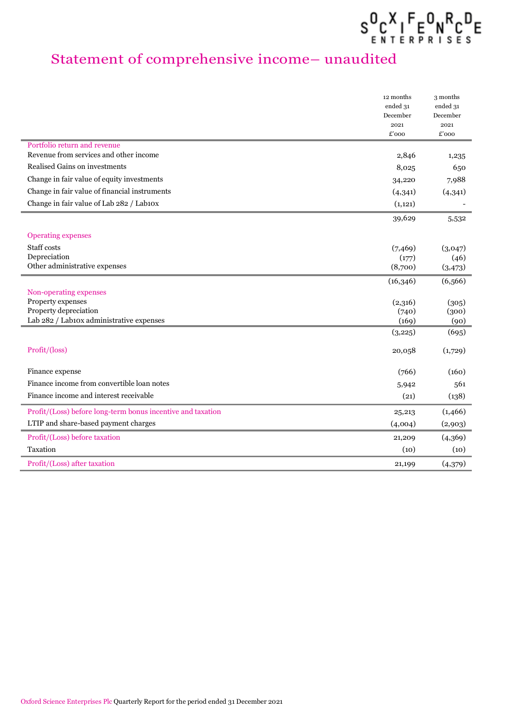# Statement of comprehensive income– unaudited

| | 12 months ended 31 December 2021 £'000 | 3 months ended 31 December 2021 £'000 |
|---|---|---|
| **Portfolio return and revenue** | | |
| Revenue from services and other income | 2,846 | 1,235 |
| Realised Gains on investments | 8,025 | 650 |
| Change in fair value of equity investments | 34,220 | 7,988 |
| Change in fair value of financial instruments | (4,341) | (4,341) |
| Change in fair value of Lab 282 / Lab10x | (1,121) | - |
| | 39,629 | 5,532 |
| **Operating expenses** | | |
| Staff costs | (7,469) | (3,047) |
| Depreciation | (177) | (46) |
| Other administrative expenses | (8,700) | (3,473) |
| | (16,346) | (6,566) |
| **Non-operating expenses** | | |
| Property expenses | (2,316) | (305) |
| Property depreciation | (740) | (300) |
| Lab 282 / Lab10x administrative expenses | (169) | (90) |
| | (3,225) | (695) |
| **Profit/(loss)** | 20,058 | (1,729) |
| Finance expense | (766) | (160) |
| Finance income from convertible loan notes | 5,942 | 561 |
| Finance income and interest receivable | (21) | (138) |
| **Profit/(Loss) before long-term bonus incentive and taxation** | 25,213 | (1,466) |
| LTIP and share-based payment charges | (4,004) | (2,903) |
| **Profit/(Loss) before taxation** | 21,209 | (4,369) |
| Taxation | (10) | (10) |
| **Profit/(Loss) after taxation** | 21,199 | (4,379) |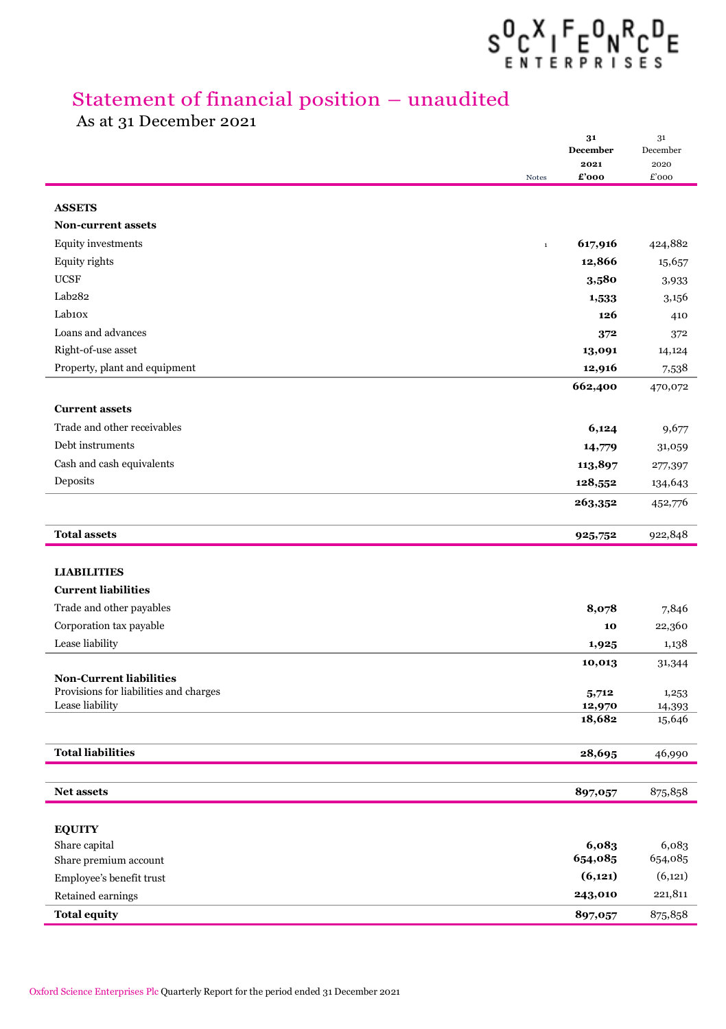# Statement of financial position – unaudited

As at 31 December 2021

| | Notes | 31 December 2021 £'000 | 31 December 2020 £'000 |
|---|---|---|---|
| **ASSETS** | | | |
| **Non-current assets** | | | |
| Equity investments | 1 | **617,916** | 424,882 |
| Equity rights | | **12,866** | 15,657 |
| UCSF | | **3,580** | 3,933 |
| Lab282 | | **1,533** | 3,156 |
| Lab10x | | **126** | 410 |
| Loans and advances | | **372** | 372 |
| Right-of-use asset | | **13,091** | 14,124 |
| Property, plant and equipment | | **12,916** | 7,538 |
| | | **662,400** | 470,072 |
| **Current assets** | | | |
| Trade and other receivables | | **6,124** | 9,677 |
| Debt instruments | | **14,779** | 31,059 |
| Cash and cash equivalents | | **113,897** | 277,397 |
| Deposits | | **128,552** | 134,643 |
| | | **263,352** | 452,776 |
| **Total assets** | | **925,752** | 922,848 |
| **LIABILITIES** | | | |
| **Current liabilities** | | | |
| Trade and other payables | | **8,078** | 7,846 |
| Corporation tax payable | | **10** | 22,360 |
| Lease liability | | **1,925** | 1,138 |
| | | **10,013** | 31,344 |
| **Non-Current liabilities** | | | |
| Provisions for liabilities and charges | | **5,712** | 1,253 |
| Lease liability | | **12,970** | 14,393 |
| | | **18,682** | 15,646 |
| **Total liabilities** | | **28,695** | 46,990 |
| **Net assets** | | **897,057** | 875,858 |
| **EQUITY** | | | |
| Share capital | | **6,083** | 6,083 |
| Share premium account | | **654,085** | 654,085 |
| Employee's benefit trust | | **(6,121)** | (6,121) |
| Retained earnings | | **243,010** | 221,811 |
| **Total equity** | | **897,057** | 875,858 |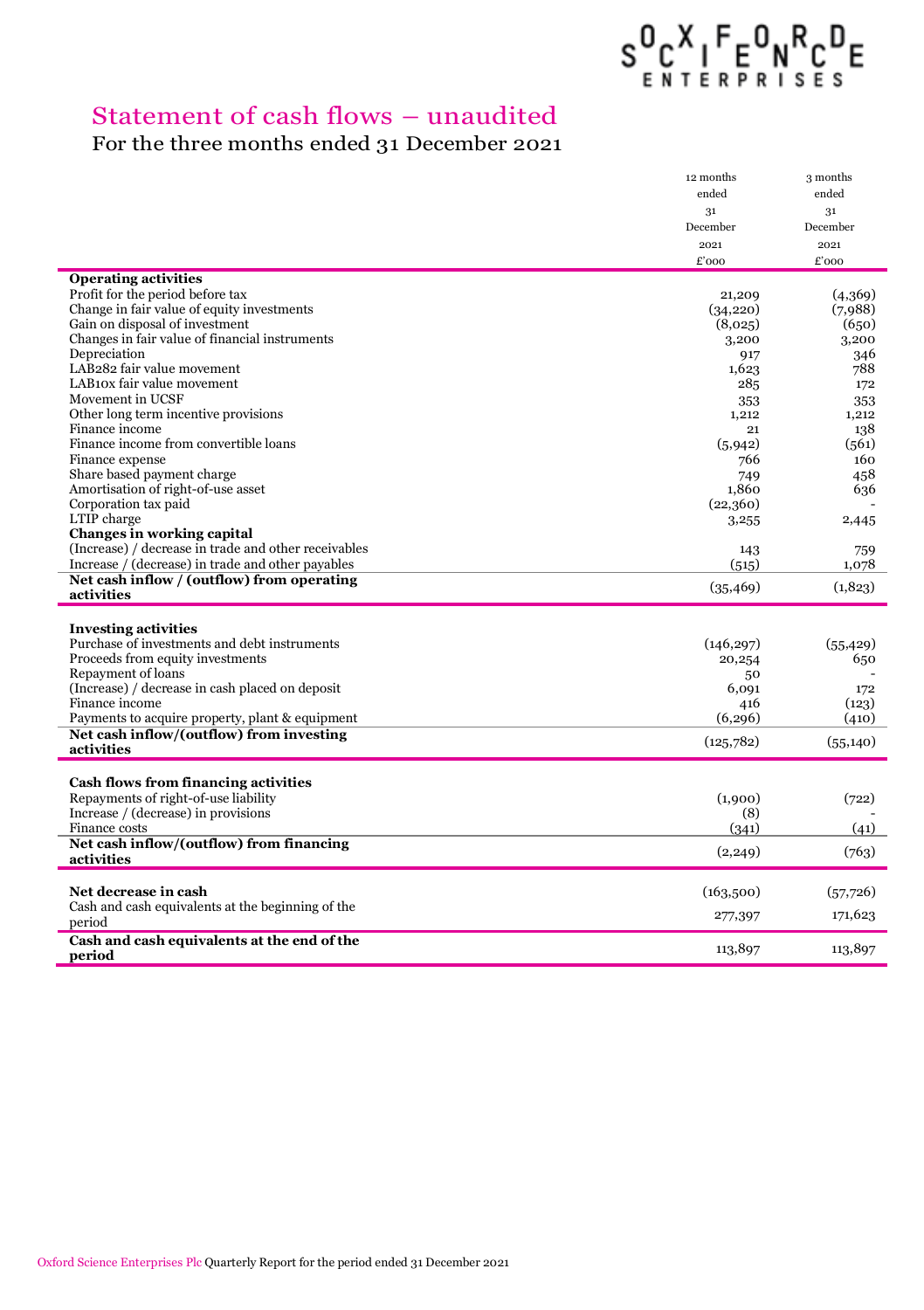# Statement of cash flows – unaudited

## For the three months ended 31 December 2021

| | 12 months ended 31 December 2021 £'000 | 3 months ended 31 December 2021 £'000 |
|---|---|---|
| **Operating activities** | | |
| Profit for the period before tax | 21,209 | (4,369) |
| Change in fair value of equity investments | (34,220) | (7,988) |
| Gain on disposal of investment | (8,025) | (650) |
| Changes in fair value of financial instruments | 3,200 | 3,200 |
| Depreciation | 917 | 346 |
| LAB282 fair value movement | 1,623 | 788 |
| LAB10x fair value movement | 285 | 172 |
| Movement in UCSF | 353 | 353 |
| Other long term incentive provisions | 1,212 | 1,212 |
| Finance income | 21 | 138 |
| Finance income from convertible loans | (5,942) | (561) |
| Finance expense | 766 | 160 |
| Share based payment charge | 749 | 458 |
| Amortisation of right-of-use asset | 1,860 | 636 |
| Corporation tax paid | (22,360) | - |
| LTIP charge | 3,255 | 2,445 |
| **Changes in working capital** | | |
| (Increase) / decrease in trade and other receivables | 143 | 759 |
| Increase / (decrease) in trade and other payables | (515) | 1,078 |
| **Net cash inflow / (outflow) from operating activities** | (35,469) | (1,823) |
| | | |
| **Investing activities** | | |
| Purchase of investments and debt instruments | (146,297) | (55,429) |
| Proceeds from equity investments | 20,254 | 650 |
| Repayment of loans | 50 | - |
| (Increase) / decrease in cash placed on deposit | 6,091 | 172 |
| Finance income | 416 | (123) |
| Payments to acquire property, plant & equipment | (6,296) | (410) |
| **Net cash inflow/(outflow) from investing activities** | (125,782) | (55,140) |
| | | |
| **Cash flows from financing activities** | | |
| Repayments of right-of-use liability | (1,900) | (722) |
| Increase / (decrease) in provisions | (8) | - |
| Finance costs | (341) | (41) |
| **Net cash inflow/(outflow) from financing activities** | (2,249) | (763) |
| | | |
| **Net decrease in cash** | (163,500) | (57,726) |
| Cash and cash equivalents at the beginning of the period | 277,397 | 171,623 |
| **Cash and cash equivalents at the end of the period** | 113,897 | 113,897 |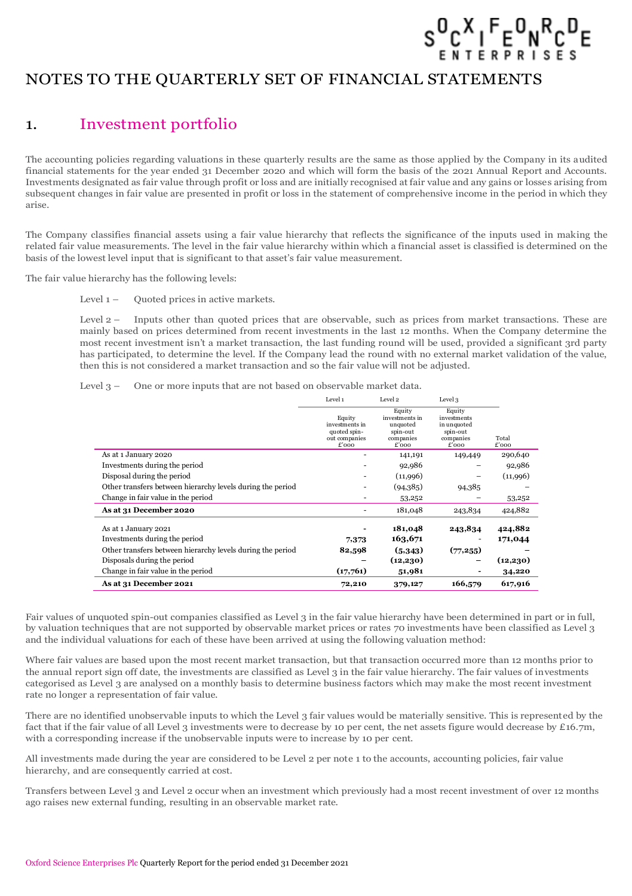# NOTES TO THE QUARTERLY SET OF FINANCIAL STATEMENTS

## 1. Investment portfolio

The accounting policies regarding valuations in these quarterly results are the same as those applied by the Company in its audited financial statements for the year ended 31 December 2020 and which will form the basis of the 2021 Annual Report and Accounts. Investments designated as fair value through profit or loss and are initially recognised at fair value and any gains or losses arising from subsequent changes in fair value are presented in profit or loss in the statement of comprehensive income in the period in which they arise.

The Company classifies financial assets using a fair value hierarchy that reflects the significance of the inputs used in making the related fair value measurements. The level in the fair value hierarchy within which a financial asset is classified is determined on the basis of the lowest level input that is significant to that asset's fair value measurement.

The fair value hierarchy has the following levels:

Level 1 – Quoted prices in active markets.

Level 2 – Inputs other than quoted prices that are observable, such as prices from market transactions. These are mainly based on prices determined from recent investments in the last 12 months. When the Company determine the most recent investment isn't a market transaction, the last funding round will be used, provided a significant 3rd party has participated, to determine the level. If the Company lead the round with no external market validation of the value, then this is not considered a market transaction and so the fair value will not be adjusted.

Level 3 – One or more inputs that are not based on observable market data.

| | Level 1 | Level 2 | Level 3 | |
|---|---|---|---|---|
| | Equity investments in quoted spin-out companies £'000 | Equity investments in unquoted spin-out companies £'000 | Equity investments in unquoted spin-out companies £'000 | Total £'000 |
| As at 1 January 2020 | - | 141,191 | 149,449 | 290,640 |
| Investments during the period | - | 92,986 | – | 92,986 |
| Disposal during the period | - | (11,996) | – | (11,996) |
| Other transfers between hierarchy levels during the period | - | (94,385) | 94,385 | – |
| Change in fair value in the period | - | 53,252 | – | 53,252 |
| **As at 31 December 2020** | - | 181,048 | 243,834 | 424,882 |
| As at 1 January 2021 | **-** | **181,048** | **243,834** | **424,882** |
| Investments during the period | **7,373** | **163,671** | - | **171,044** |
| Other transfers between hierarchy levels during the period | **82,598** | **(5,343)** | **(77,255)** | **–** |
| Disposals during the period | **–** | **(12,230)** | **–** | **(12,230)** |
| Change in fair value in the period | **(17,761)** | **51,981** | **-** | **34,220** |
| **As at 31 December 2021** | **72,210** | **379,127** | **166,579** | **617,916** |

Fair values of unquoted spin-out companies classified as Level 3 in the fair value hierarchy have been determined in part or in full, by valuation techniques that are not supported by observable market prices or rates 70 investments have been classified as Level 3 and the individual valuations for each of these have been arrived at using the following valuation method:

Where fair values are based upon the most recent market transaction, but that transaction occurred more than 12 months prior to the annual report sign off date, the investments are classified as Level 3 in the fair value hierarchy. The fair values of investments categorised as Level 3 are analysed on a monthly basis to determine business factors which may make the most recent investment rate no longer a representation of fair value.

There are no identified unobservable inputs to which the Level 3 fair values would be materially sensitive. This is represented by the fact that if the fair value of all Level 3 investments were to decrease by 10 per cent, the net assets figure would decrease by £16.7m, with a corresponding increase if the unobservable inputs were to increase by 10 per cent.

All investments made during the year are considered to be Level 2 per note 1 to the accounts, accounting policies, fair value hierarchy, and are consequently carried at cost.

Transfers between Level 3 and Level 2 occur when an investment which previously had a most recent investment of over 12 months ago raises new external funding, resulting in an observable market rate.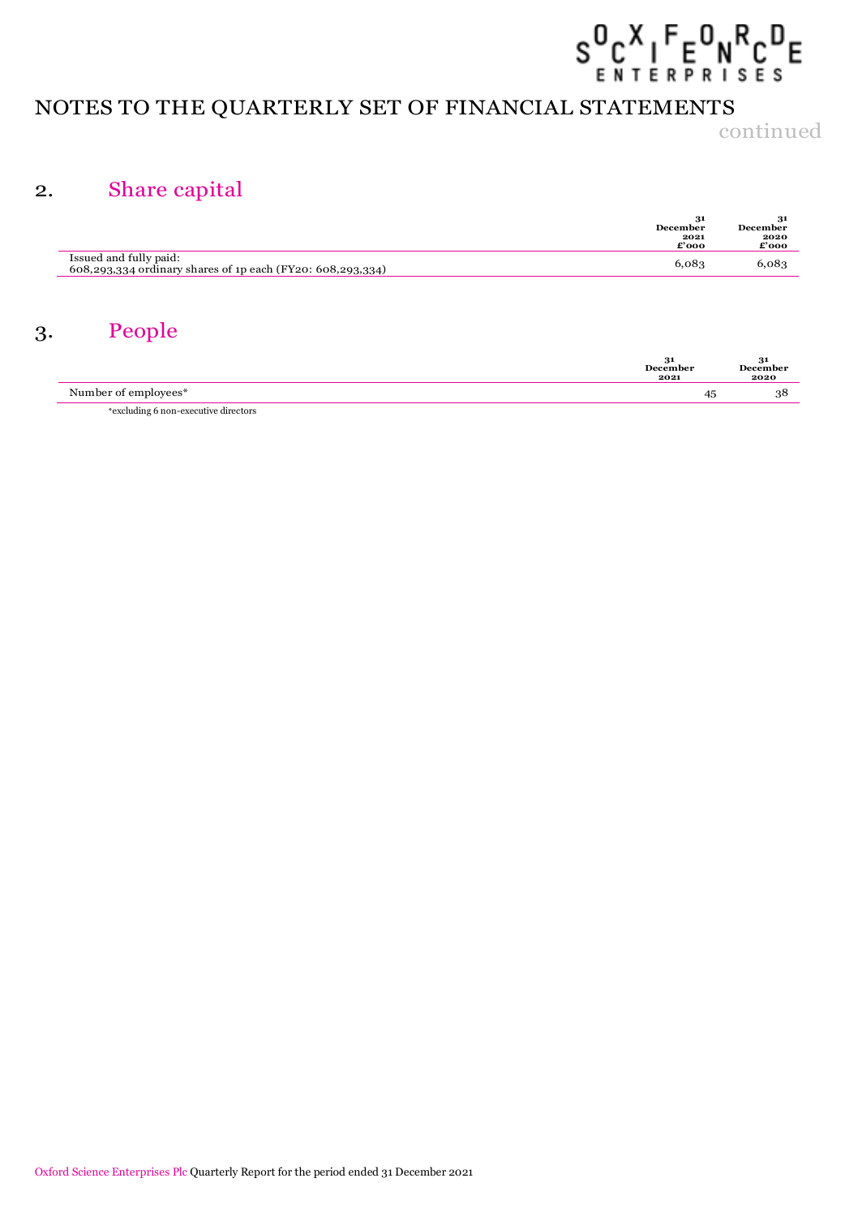# NOTES TO THE QUARTERLY SET OF FINANCIAL STATEMENTS

continued

## 2. Share capital

| | 31 December 2021 £'000 | 31 December 2020 £'000 |
|---|---|---|
| Issued and fully paid:<br>608,293,334 ordinary shares of 1p each (FY20: 608,293,334) | 6,083 | 6,083 |

## 3. People

| | 31 December 2021 | 31 December 2020 |
|---|---|---|
| Number of employees* | 45 | 38 |

*excluding 6 non-executive directors